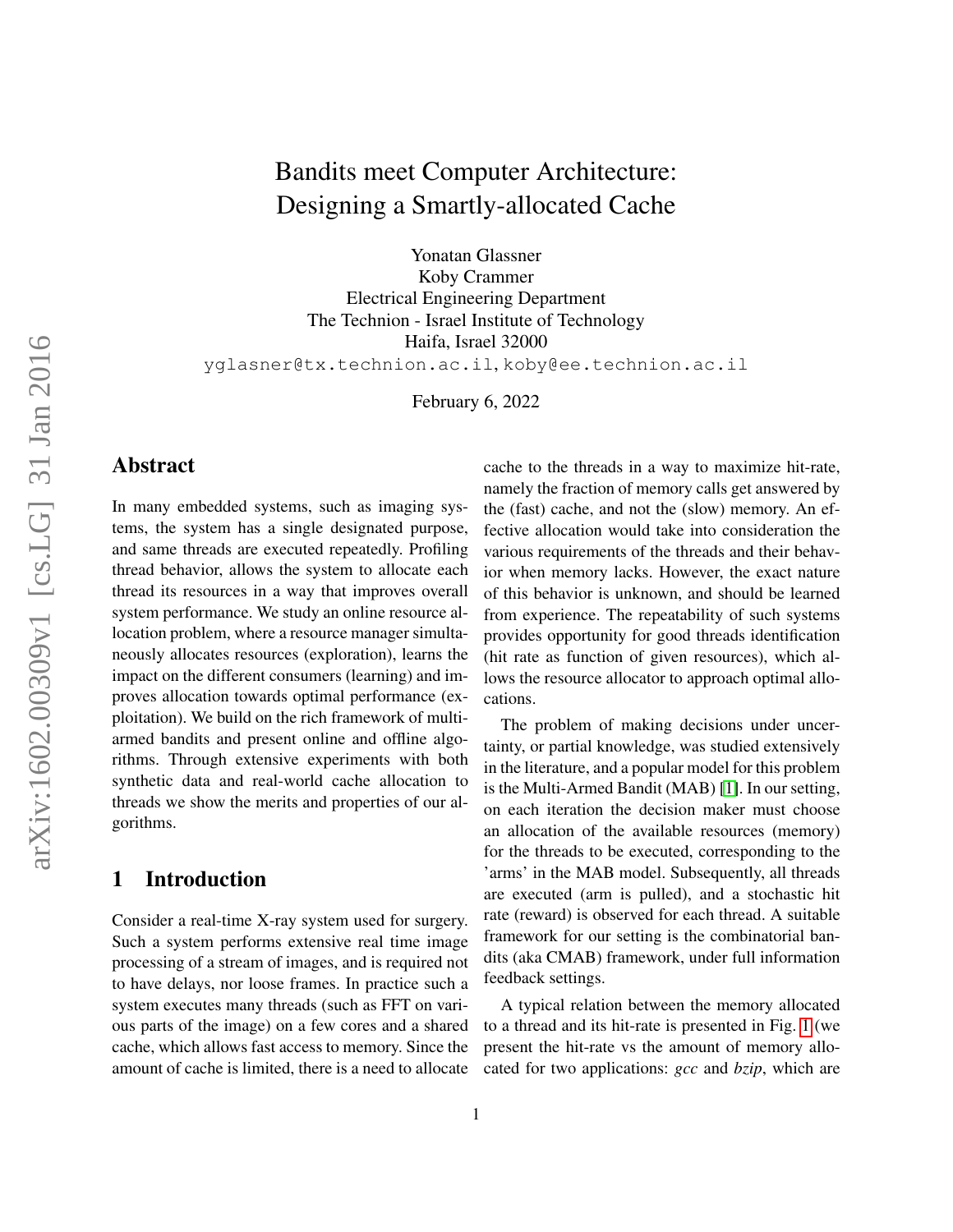# Bandits meet Computer Architecture: Designing a Smartly-allocated Cache

Yonatan Glassner
Koby Crammer
Electrical Engineering Department
The Technion - Israel Institute of Technology
Haifa, Israel 32000
yglasner@tx.technion.ac.il, koby@ee.technion.ac.il

February 6, 2022

## Abstract

In many embedded systems, such as imaging systems, the system has a single designated purpose, and same threads are executed repeatedly. Profiling thread behavior, allows the system to allocate each thread its resources in a way that improves overall system performance. We study an online resource allocation problem, where a resource manager simultaneously allocates resources (exploration), learns the impact on the different consumers (learning) and improves allocation towards optimal performance (exploitation). We build on the rich framework of multi-armed bandits and present online and offline algorithms. Through extensive experiments with both synthetic data and real-world cache allocation to threads we show the merits and properties of our algorithms.

## 1 Introduction

Consider a real-time X-ray system used for surgery. Such a system performs extensive real time image processing of a stream of images, and is required not to have delays, nor loose frames. In practice such a system executes many threads (such as FFT on various parts of the image) on a few cores and a shared cache, which allows fast access to memory. Since the amount of cache is limited, there is a need to allocate cache to the threads in a way to maximize hit-rate, namely the fraction of memory calls get answered by the (fast) cache, and not the (slow) memory. An effective allocation would take into consideration the various requirements of the threads and their behavior when memory lacks. However, the exact nature of this behavior is unknown, and should be learned from experience. The repeatability of such systems provides opportunity for good threads identification (hit rate as function of given resources), which allows the resource allocator to approach optimal allocations.

The problem of making decisions under uncertainty, or partial knowledge, was studied extensively in the literature, and a popular model for this problem is the Multi-Armed Bandit (MAB) [1]. In our setting, on each iteration the decision maker must choose an allocation of the available resources (memory) for the threads to be executed, corresponding to the 'arms' in the MAB model. Subsequently, all threads are executed (arm is pulled), and a stochastic hit rate (reward) is observed for each thread. A suitable framework for our setting is the combinatorial bandits (aka CMAB) framework, under full information feedback settings.

A typical relation between the memory allocated to a thread and its hit-rate is presented in Fig. 1 (we present the hit-rate vs the amount of memory allocated for two applications: *gcc* and *bzip*, which are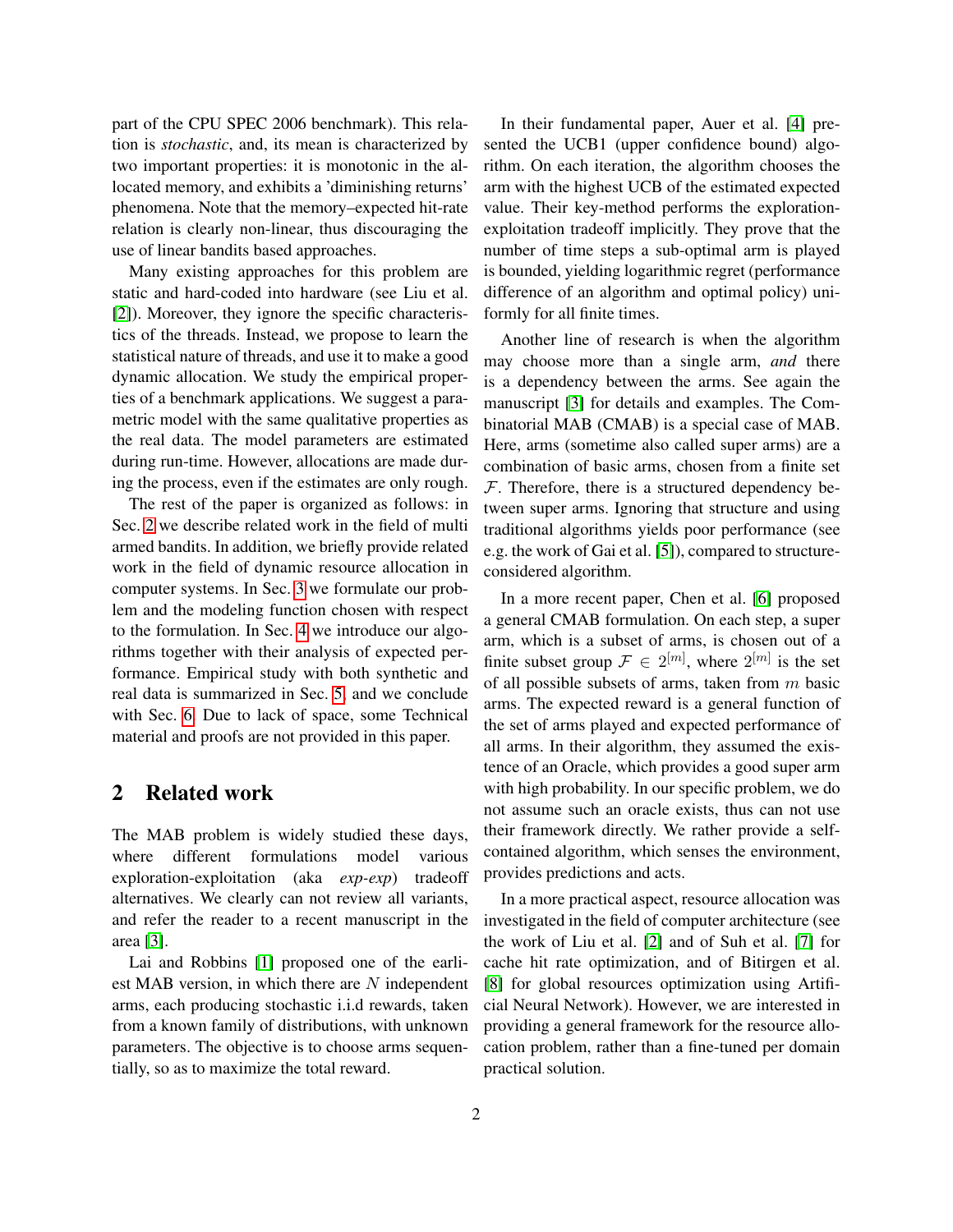part of the CPU SPEC 2006 benchmark). This relation is *stochastic*, and, its mean is characterized by two important properties: it is monotonic in the allocated memory, and exhibits a 'diminishing returns' phenomena. Note that the memory–expected hit-rate relation is clearly non-linear, thus discouraging the use of linear bandits based approaches.

Many existing approaches for this problem are static and hard-coded into hardware (see Liu et al. [2]). Moreover, they ignore the specific characteristics of the threads. Instead, we propose to learn the statistical nature of threads, and use it to make a good dynamic allocation. We study the empirical properties of a benchmark applications. We suggest a parametric model with the same qualitative properties as the real data. The model parameters are estimated during run-time. However, allocations are made during the process, even if the estimates are only rough.

The rest of the paper is organized as follows: in Sec. 2 we describe related work in the field of multi armed bandits. In addition, we briefly provide related work in the field of dynamic resource allocation in computer systems. In Sec. 3 we formulate our problem and the modeling function chosen with respect to the formulation. In Sec. 4 we introduce our algorithms together with their analysis of expected performance. Empirical study with both synthetic and real data is summarized in Sec. 5, and we conclude with Sec. 6. Due to lack of space, some Technical material and proofs are not provided in this paper.

## 2 Related work

The MAB problem is widely studied these days, where different formulations model various exploration-exploitation (aka *exp-exp*) tradeoff alternatives. We clearly can not review all variants, and refer the reader to a recent manuscript in the area [3].

Lai and Robbins [1] proposed one of the earliest MAB version, in which there are $N$ independent arms, each producing stochastic i.i.d rewards, taken from a known family of distributions, with unknown parameters. The objective is to choose arms sequentially, so as to maximize the total reward.

In their fundamental paper, Auer et al. [4] presented the UCB1 (upper confidence bound) algorithm. On each iteration, the algorithm chooses the arm with the highest UCB of the estimated expected value. Their key-method performs the exploration-exploitation tradeoff implicitly. They prove that the number of time steps a sub-optimal arm is played is bounded, yielding logarithmic regret (performance difference of an algorithm and optimal policy) uniformly for all finite times.

Another line of research is when the algorithm may choose more than a single arm, *and* there is a dependency between the arms. See again the manuscript [3] for details and examples. The Combinatorial MAB (CMAB) is a special case of MAB. Here, arms (sometime also called super arms) are a combination of basic arms, chosen from a finite set $\mathcal{F}$. Therefore, there is a structured dependency between super arms. Ignoring that structure and using traditional algorithms yields poor performance (see e.g. the work of Gai et al. [5]), compared to structure-considered algorithm.

In a more recent paper, Chen et al. [6] proposed a general CMAB formulation. On each step, a super arm, which is a subset of arms, is chosen out of a finite subset group $\mathcal{F} \in 2^{[m]}$, where $2^{[m]}$ is the set of all possible subsets of arms, taken from $m$ basic arms. The expected reward is a general function of the set of arms played and expected performance of all arms. In their algorithm, they assumed the existence of an Oracle, which provides a good super arm with high probability. In our specific problem, we do not assume such an oracle exists, thus can not use their framework directly. We rather provide a self-contained algorithm, which senses the environment, provides predictions and acts.

In a more practical aspect, resource allocation was investigated in the field of computer architecture (see the work of Liu et al. [2] and of Suh et al. [7] for cache hit rate optimization, and of Bitirgen et al. [8] for global resources optimization using Artificial Neural Network). However, we are interested in providing a general framework for the resource allocation problem, rather than a fine-tuned per domain practical solution.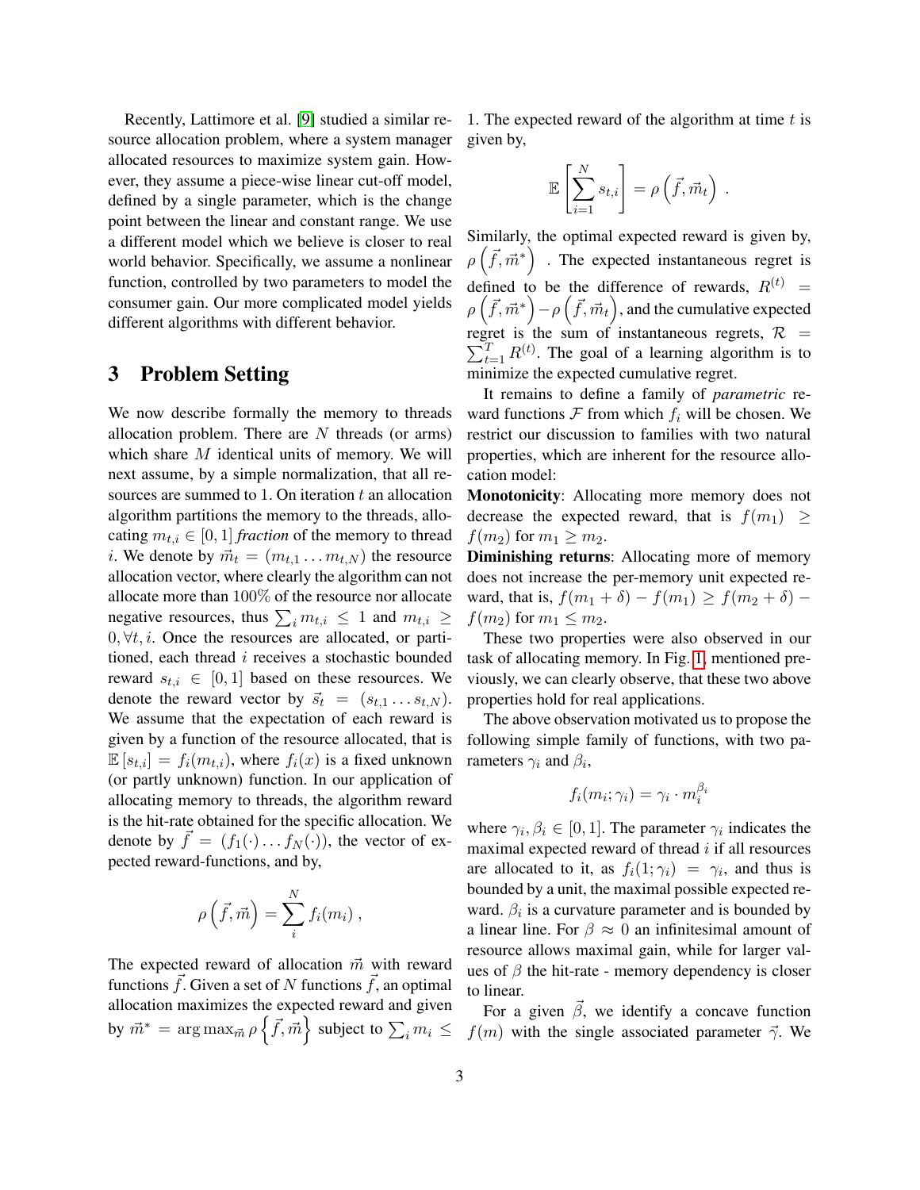Recently, Lattimore et al. [9] studied a similar resource allocation problem, where a system manager allocated resources to maximize system gain. However, they assume a piece-wise linear cut-off model, defined by a single parameter, which is the change point between the linear and constant range. We use a different model which we believe is closer to real world behavior. Specifically, we assume a nonlinear function, controlled by two parameters to model the consumer gain. Our more complicated model yields different algorithms with different behavior.

# 3 Problem Setting

We now describe formally the memory to threads allocation problem. There are $N$ threads (or arms) which share $M$ identical units of memory. We will next assume, by a simple normalization, that all resources are summed to 1. On iteration $t$ an allocation algorithm partitions the memory to the threads, allocating $m_{t,i} \in [0,1]$ *fraction* of the memory to thread $i$. We denote by $\vec{m}_t = (m_{t,1} \dots m_{t,N})$ the resource allocation vector, where clearly the algorithm can not allocate more than 100% of the resource nor allocate negative resources, thus $\sum_i m_{t,i} \leq 1$ and $m_{t,i} \geq 0, \forall t, i$. Once the resources are allocated, or partitioned, each thread $i$ receives a stochastic bounded reward $s_{t,i} \in [0,1]$ based on these resources. We denote the reward vector by $\vec{s}_t = (s_{t,1} \dots s_{t,N})$. We assume that the expectation of each reward is given by a function of the resource allocated, that is $\mathbb{E}[s_{t,i}] = f_i(m_{t,i})$, where $f_i(x)$ is a fixed unknown (or partly unknown) function. In our application of allocating memory to threads, the algorithm reward is the hit-rate obtained for the specific allocation. We denote by $\vec{f} = (f_1(\cdot) \dots f_N(\cdot))$, the vector of expected reward-functions, and by,

$$\rho\left(\vec{f}, \vec{m}\right) = \sum_{i}^{N} f_i(m_i) \ ,$$

The expected reward of allocation $\vec{m}$ with reward functions $\vec{f}$. Given a set of $N$ functions $\vec{f}$, an optimal allocation maximizes the expected reward and given by $\vec{m}^* = \arg\max_{\vec{m}} \rho\left\{\vec{f}, \vec{m}\right\}$ subject to $\sum_i m_i \leq 1$. The expected reward of the algorithm at time $t$ is given by,

$$\mathbb{E}\left[\sum_{i=1}^{N} s_{t,i}\right] = \rho\left(\vec{f}, \vec{m}_t\right) \ .$$

Similarly, the optimal expected reward is given by, $\rho\left(\vec{f}, \vec{m}^*\right)$ . The expected instantaneous regret is defined to be the difference of rewards, $R^{(t)} = \rho\left(\vec{f}, \vec{m}^*\right) - \rho\left(\vec{f}, \vec{m}_t\right)$, and the cumulative expected regret is the sum of instantaneous regrets, $\mathcal{R} = \sum_{t=1}^{T} R^{(t)}$. The goal of a learning algorithm is to minimize the expected cumulative regret.

It remains to define a family of *parametric* reward functions $\mathcal{F}$ from which $f_i$ will be chosen. We restrict our discussion to families with two natural properties, which are inherent for the resource allocation model:

**Monotonicity**: Allocating more memory does not decrease the expected reward, that is $f(m_1) \geq f(m_2)$ for $m_1 \geq m_2$.

**Diminishing returns**: Allocating more of memory does not increase the per-memory unit expected reward, that is, $f(m_1 + \delta) - f(m_1) \geq f(m_2 + \delta) - f(m_2)$ for $m_1 \leq m_2$.

These two properties were also observed in our task of allocating memory. In Fig. 1, mentioned previously, we can clearly observe, that these two above properties hold for real applications.

The above observation motivated us to propose the following simple family of functions, with two parameters $\gamma_i$ and $\beta_i$,

$$f_i(m_i; \gamma_i) = \gamma_i \cdot m_i^{\beta_i}$$

where $\gamma_i, \beta_i \in [0,1]$. The parameter $\gamma_i$ indicates the maximal expected reward of thread $i$ if all resources are allocated to it, as $f_i(1; \gamma_i) = \gamma_i$, and thus is bounded by a unit, the maximal possible expected reward. $\beta_i$ is a curvature parameter and is bounded by a linear line. For $\beta \approx 0$ an infinitesimal amount of resource allows maximal gain, while for larger values of $\beta$ the hit-rate - memory dependency is closer to linear.

For a given $\vec{\beta}$, we identify a concave function $f(m)$ with the single associated parameter $\vec{\gamma}$. We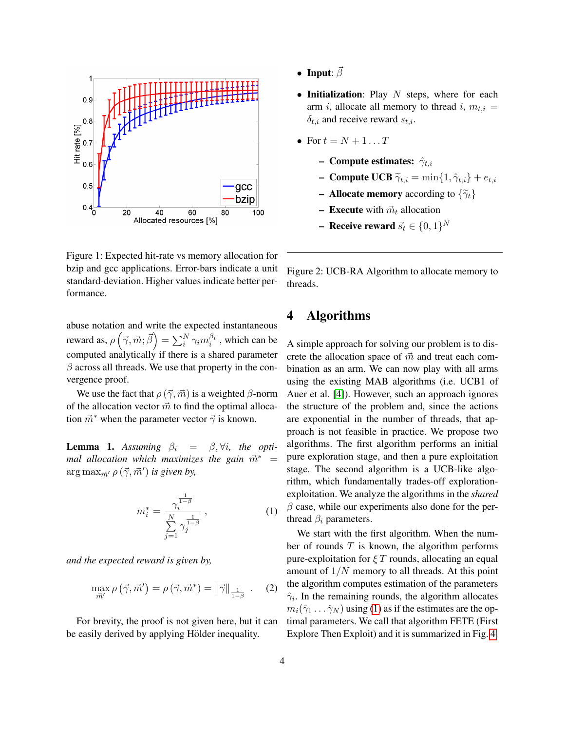Figure 1: Expected hit-rate vs memory allocation for bzip and gcc applications. Error-bars indicate a unit standard-deviation. Higher values indicate better performance.

abuse notation and write the expected instantaneous reward as, $\rho\left(\vec{\gamma}, \vec{m}; \vec{\beta}\right) = \sum_i^N \gamma_i m_i^{\beta_i}$ , which can be computed analytically if there is a shared parameter $\beta$ across all threads. We use that property in the convergence proof.

We use the fact that $\rho\left(\vec{\gamma}, \vec{m}\right)$ is a weighted $\beta$-norm of the allocation vector $\vec{m}$ to find the optimal allocation $\vec{m}^*$ when the parameter vector $\vec{\gamma}$ is known.

**Lemma 1.** *Assuming $\beta_i = \beta, \forall i$, the optimal allocation which maximizes the gain $\vec{m}^* = \arg\max_{\vec{m}'} \rho\left(\vec{\gamma}, \vec{m}'\right)$ is given by,*

$$m_i^* = \frac{\gamma_i^{\frac{1}{1-\beta}}}{\sum_{j=1}^{N} \gamma_j^{\frac{1}{1-\beta}}} , \tag{1}$$

*and the expected reward is given by,*

$$\max_{\vec{m}'} \rho\left(\vec{\gamma}, \vec{m}'\right) = \rho\left(\vec{\gamma}, \vec{m}^*\right) = \|\vec{\gamma}\|_{\frac{1}{1-\beta}} . \tag{2}$$

For brevity, the proof is not given here, but it can be easily derived by applying Hölder inequality.

- **Input**: $\vec{\beta}$
- **Initialization**: Play $N$ steps, where for each arm $i$, allocate all memory to thread $i$, $m_{t,i} = \delta_{t,i}$ and receive reward $s_{t,i}$.
- For $t = N+1 \ldots T$
  - **Compute estimates:** $\hat{\gamma}_{t,i}$
  - **Compute UCB** $\tilde{\gamma}_{t,i} = \min\{1, \hat{\gamma}_{t,i}\} + e_{t,i}$
  - **Allocate memory** according to $\{\tilde{\gamma}_t\}$
  - **Execute** with $\vec{m}_t$ allocation
  - **Receive reward** $\vec{s}_t \in \{0,1\}^N$

Figure 2: UCB-RA Algorithm to allocate memory to threads.

## 4 Algorithms

A simple approach for solving our problem is to discrete the allocation space of $\vec{m}$ and treat each combination as an arm. We can now play with all arms using the existing MAB algorithms (i.e. UCB1 of Auer et al. [4]). However, such an approach ignores the structure of the problem and, since the actions are exponential in the number of threads, that approach is not feasible in practice. We propose two algorithms. The first algorithm performs an initial pure exploration stage, and then a pure exploitation stage. The second algorithm is a UCB-like algorithm, which fundamentally trades-off exploration-exploitation. We analyze the algorithms in the *shared* $\beta$ case, while our experiments also done for the per-thread $\beta_i$ parameters.

We start with the first algorithm. When the number of rounds $T$ is known, the algorithm performs pure-exploitation for $\xi T$ rounds, allocating an equal amount of $1/N$ memory to all threads. At this point the algorithm computes estimation of the parameters $\hat{\gamma}_i$. In the remaining rounds, the algorithm allocates $m_i(\hat{\gamma}_1 \ldots \hat{\gamma}_N)$ using (1) as if the estimates are the optimal parameters. We call that algorithm FETE (First Explore Then Exploit) and it is summarized in Fig. 4.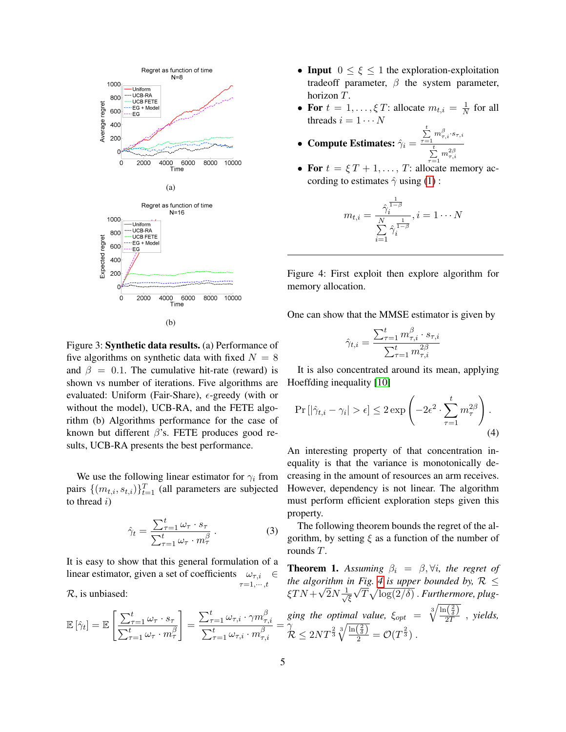(a)

(b)

Figure 3: **Synthetic data results.** (a) Performance of five algorithms on synthetic data with fixed $N = 8$ and $\beta = 0.1$. The cumulative hit-rate (reward) is shown vs number of iterations. Five algorithms are evaluated: Uniform (Fair-Share), $\epsilon$-greedy (with or without the model), UCB-RA, and the FETE algorithm (b) Algorithms performance for the case of known but different $\beta$'s. FETE produces good results, UCB-RA presents the best performance.

We use the following linear estimator for $\gamma_i$ from pairs $\{(m_{t,i}, s_{t,i})\}_{t=1}^{T}$ (all parameters are subjected to thread $i$)

$$\hat{\gamma}_t = \frac{\sum_{\tau=1}^{t} \omega_\tau \cdot s_\tau}{\sum_{\tau=1}^{t} \omega_\tau \cdot m_\tau^\beta} . \quad (3)$$

It is easy to show that this general formulation of a linear estimator, given a set of coefficients $\omega_{\tau,i} \in \mathcal{R}$, $\tau=1,\cdots,t$, is unbiased:

$$\mathbb{E}\left[\hat{\gamma}_t\right] = \mathbb{E}\left[\frac{\sum_{\tau=1}^{t} \omega_\tau \cdot s_\tau}{\sum_{\tau=1}^{t} \omega_\tau \cdot m_\tau^\beta}\right] = \frac{\sum_{\tau=1}^{t} \omega_{\tau,i} \cdot \gamma m_{\tau,i}^\beta}{\sum_{\tau=1}^{t} \omega_{\tau,i} \cdot m_{\tau,i}^\beta} = \gamma$$

- **Input** $0 \leq \xi \leq 1$ the exploration-exploitation tradeoff parameter, $\beta$ the system parameter, horizon $T$.
- **For** $t = 1, \ldots, \xi T$: allocate $m_{t,i} = \frac{1}{N}$ for all threads $i = 1 \cdots N$
- **Compute Estimates:** $\hat{\gamma}_i = \frac{\sum_{\tau=1}^{t} m_{\tau,i}^\beta \cdot s_{\tau,i}}{\sum_{\tau=1}^{t} m_{\tau,i}^{2\beta}}$
- **For** $t = \xi T + 1, \ldots, T$: allocate memory according to estimates $\hat{\gamma}$ using (1) :

$$m_{t,i} = \frac{\hat{\gamma}_i^{\frac{1}{1-\beta}}}{\sum_{i=1}^{N} \hat{\gamma}_i^{\frac{1}{1-\beta}}}, i = 1 \cdots N$$

Figure 4: First exploit then explore algorithm for memory allocation.

One can show that the MMSE estimator is given by

$$\hat{\gamma}_{t,i} = \frac{\sum_{\tau=1}^{t} m_{\tau,i}^\beta \cdot s_{\tau,i}}{\sum_{\tau=1}^{t} m_{\tau,i}^{2\beta}}$$

It is also concentrated around its mean, applying Hoeffding inequality [10]

$$\Pr\left[|\hat{\gamma}_{t,i} - \gamma_i| > \epsilon\right] \leq 2\exp\left(-2\epsilon^2 \cdot \sum_{\tau=1}^{t} m_\tau^{2\beta}\right) . \quad (4)$$

An interesting property of that concentration inequality is that the variance is monotonically decreasing in the amount of resources an arm receives. However, dependency is not linear. The algorithm must perform efficient exploration steps given this property.

The following theorem bounds the regret of the algorithm, by setting $\xi$ as a function of the number of rounds $T$.

**Theorem 1.** *Assuming $\beta_i = \beta, \forall i$, the regret of the algorithm in Fig. 4 is upper bounded by,* $\mathcal{R} \leq \xi T N + \sqrt{2} N \frac{1}{\sqrt{\xi}} \sqrt{T} \sqrt{\log(2/\delta)}$ *. Furthermore, plugging the optimal value,* $\xi_{opt} = \sqrt[3]{\frac{\ln\left(\frac{2}{\delta}\right)}{2T}}$ *, yields,* $\mathcal{R} \leq 2NT^{\frac{2}{3}} \sqrt[3]{\frac{\ln\left(\frac{2}{\delta}\right)}{2}} = \mathcal{O}(T^{\frac{2}{3}})$ *.*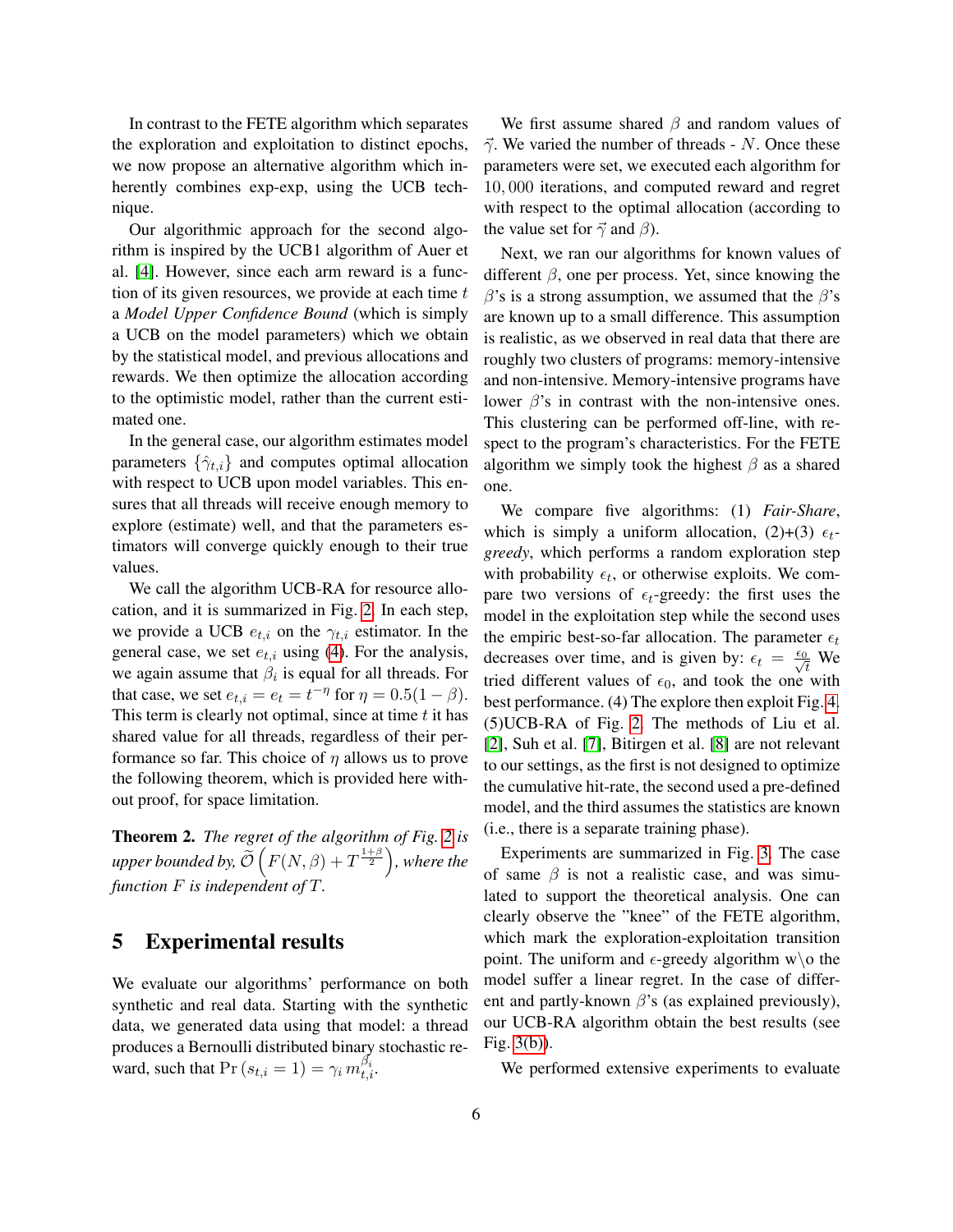In contrast to the FETE algorithm which separates the exploration and exploitation to distinct epochs, we now propose an alternative algorithm which inherently combines exp-exp, using the UCB technique.

Our algorithmic approach for the second algorithm is inspired by the UCB1 algorithm of Auer et al. [4]. However, since each arm reward is a function of its given resources, we provide at each time $t$ a *Model Upper Confidence Bound* (which is simply a UCB on the model parameters) which we obtain by the statistical model, and previous allocations and rewards. We then optimize the allocation according to the optimistic model, rather than the current estimated one.

In the general case, our algorithm estimates model parameters $\{\hat{\gamma}_{t,i}\}$ and computes optimal allocation with respect to UCB upon model variables. This ensures that all threads will receive enough memory to explore (estimate) well, and that the parameters estimators will converge quickly enough to their true values.

We call the algorithm UCB-RA for resource allocation, and it is summarized in Fig. 2. In each step, we provide a UCB $e_{t,i}$ on the $\gamma_{t,i}$ estimator. In the general case, we set $e_{t,i}$ using (4). For the analysis, we again assume that $\beta_i$ is equal for all threads. For that case, we set $e_{t,i} = e_t = t^{-\eta}$ for $\eta = 0.5(1-\beta)$. This term is clearly not optimal, since at time $t$ it has shared value for all threads, regardless of their performance so far. This choice of $\eta$ allows us to prove the following theorem, which is provided here without proof, for space limitation.

**Theorem 2.** *The regret of the algorithm of Fig. 2 is upper bounded by, $\widetilde{\mathcal{O}}\left(F(N,\beta) + T^{\frac{1+\beta}{2}}\right)$, where the function $F$ is independent of $T$.*

## 5 Experimental results

We evaluate our algorithms' performance on both synthetic and real data. Starting with the synthetic data, we generated data using that model: a thread produces a Bernoulli distributed binary stochastic reward, such that $\Pr(s_{t,i} = 1) = \gamma_i m_{t,i}^{\beta_i}$.

We first assume shared $\beta$ and random values of $\vec{\gamma}$. We varied the number of threads - $N$. Once these parameters were set, we executed each algorithm for 10,000 iterations, and computed reward and regret with respect to the optimal allocation (according to the value set for $\vec{\gamma}$ and $\beta$).

Next, we ran our algorithms for known values of different $\beta$, one per process. Yet, since knowing the $\beta$'s is a strong assumption, we assumed that the $\beta$'s are known up to a small difference. This assumption is realistic, as we observed in real data that there are roughly two clusters of programs: memory-intensive and non-intensive. Memory-intensive programs have lower $\beta$'s in contrast with the non-intensive ones. This clustering can be performed off-line, with respect to the program's characteristics. For the FETE algorithm we simply took the highest $\beta$ as a shared one.

We compare five algorithms: (1) *Fair-Share*, which is simply a uniform allocation, (2)+(3) $\epsilon_t$-*greedy*, which performs a random exploration step with probability $\epsilon_t$, or otherwise exploits. We compare two versions of $\epsilon_t$-greedy: the first uses the model in the exploitation step while the second uses the empiric best-so-far allocation. The parameter $\epsilon_t$ decreases over time, and is given by: $\epsilon_t = \frac{\epsilon_0}{\sqrt{t}}$ We tried different values of $\epsilon_0$, and took the one with best performance. (4) The explore then exploit Fig. 4, (5)UCB-RA of Fig. 2. The methods of Liu et al. [2], Suh et al. [7], Bitirgen et al. [8] are not relevant to our settings, as the first is not designed to optimize the cumulative hit-rate, the second used a pre-defined model, and the third assumes the statistics are known (i.e., there is a separate training phase).

Experiments are summarized in Fig. 3. The case of same $\beta$ is not a realistic case, and was simulated to support the theoretical analysis. One can clearly observe the "knee" of the FETE algorithm, which mark the exploration-exploitation transition point. The uniform and $\epsilon$-greedy algorithm w\o the model suffer a linear regret. In the case of different and partly-known $\beta$'s (as explained previously), our UCB-RA algorithm obtain the best results (see Fig. 3(b)).

We performed extensive experiments to evaluate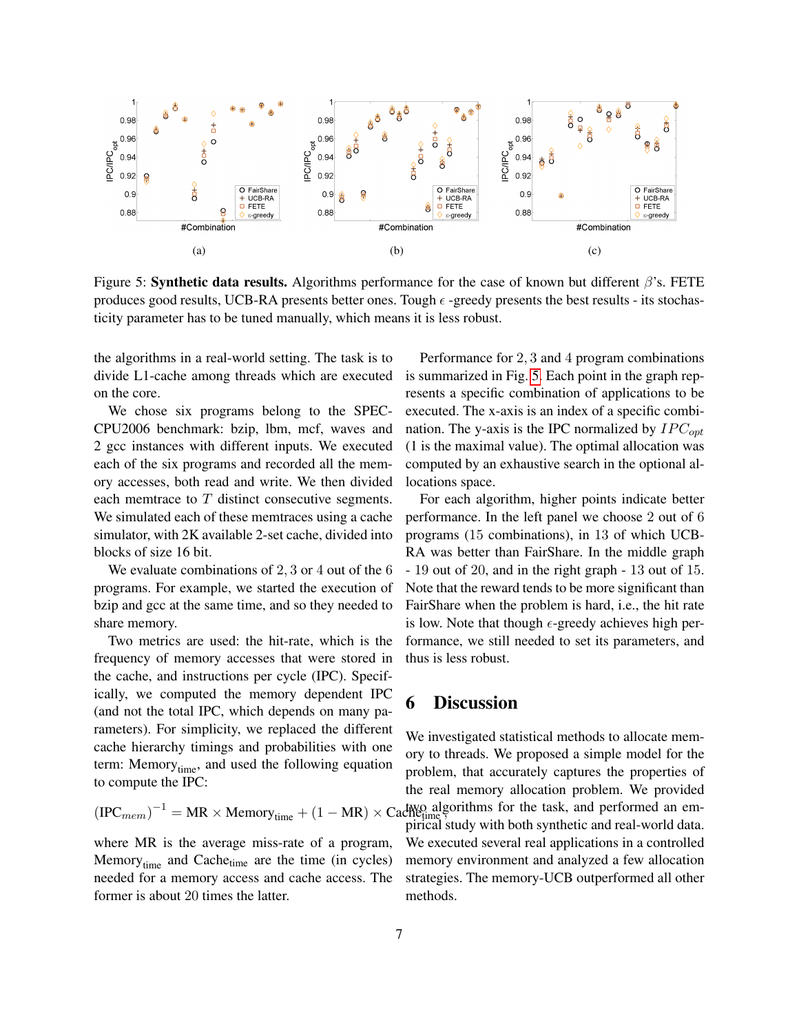Figure 5: **Synthetic data results.** Algorithms performance for the case of known but different $\beta$'s. FETE produces good results, UCB-RA presents better ones. Tough $\epsilon$ -greedy presents the best results - its stochasticity parameter has to be tuned manually, which means it is less robust.

the algorithms in a real-world setting. The task is to divide L1-cache among threads which are executed on the core.

We chose six programs belong to the SPEC-CPU2006 benchmark: bzip, lbm, mcf, waves and 2 gcc instances with different inputs. We executed each of the six programs and recorded all the memory accesses, both read and write. We then divided each memtrace to $T$ distinct consecutive segments. We simulated each of these memtraces using a cache simulator, with 2K available 2-set cache, divided into blocks of size 16 bit.

We evaluate combinations of $2, 3$ or $4$ out of the 6 programs. For example, we started the execution of bzip and gcc at the same time, and so they needed to share memory.

Two metrics are used: the hit-rate, which is the frequency of memory accesses that were stored in the cache, and instructions per cycle (IPC). Specifically, we computed the memory dependent IPC (and not the total IPC, which depends on many parameters). For simplicity, we replaced the different cache hierarchy timings and probabilities with one term: $\text{Memory}_{\text{time}}$, and used the following equation to compute the IPC:

$$(\text{IPC}_{mem})^{-1} = \text{MR} \times \text{Memory}_{\text{time}} + (1 - \text{MR}) \times \text{Cache}_{\text{time}},$$

where MR is the average miss-rate of a program, $\text{Memory}_{\text{time}}$ and $\text{Cache}_{\text{time}}$ are the time (in cycles) needed for a memory access and cache access. The former is about 20 times the latter.

Performance for $2, 3$ and $4$ program combinations is summarized in Fig. 5. Each point in the graph represents a specific combination of applications to be executed. The x-axis is an index of a specific combination. The y-axis is the IPC normalized by $IPC_{opt}$ (1 is the maximal value). The optimal allocation was computed by an exhaustive search in the optional allocations space.

For each algorithm, higher points indicate better performance. In the left panel we choose 2 out of 6 programs (15 combinations), in 13 of which UCB-RA was better than FairShare. In the middle graph - 19 out of 20, and in the right graph - 13 out of 15. Note that the reward tends to be more significant than FairShare when the problem is hard, i.e., the hit rate is low. Note that though $\epsilon$-greedy achieves high performance, we still needed to set its parameters, and thus is less robust.

## 6 Discussion

We investigated statistical methods to allocate memory to threads. We proposed a simple model for the problem, that accurately captures the properties of the real memory allocation problem. We provided two algorithms for the task, and performed an empirical study with both synthetic and real-world data. We executed several real applications in a controlled memory environment and analyzed a few allocation strategies. The memory-UCB outperformed all other methods.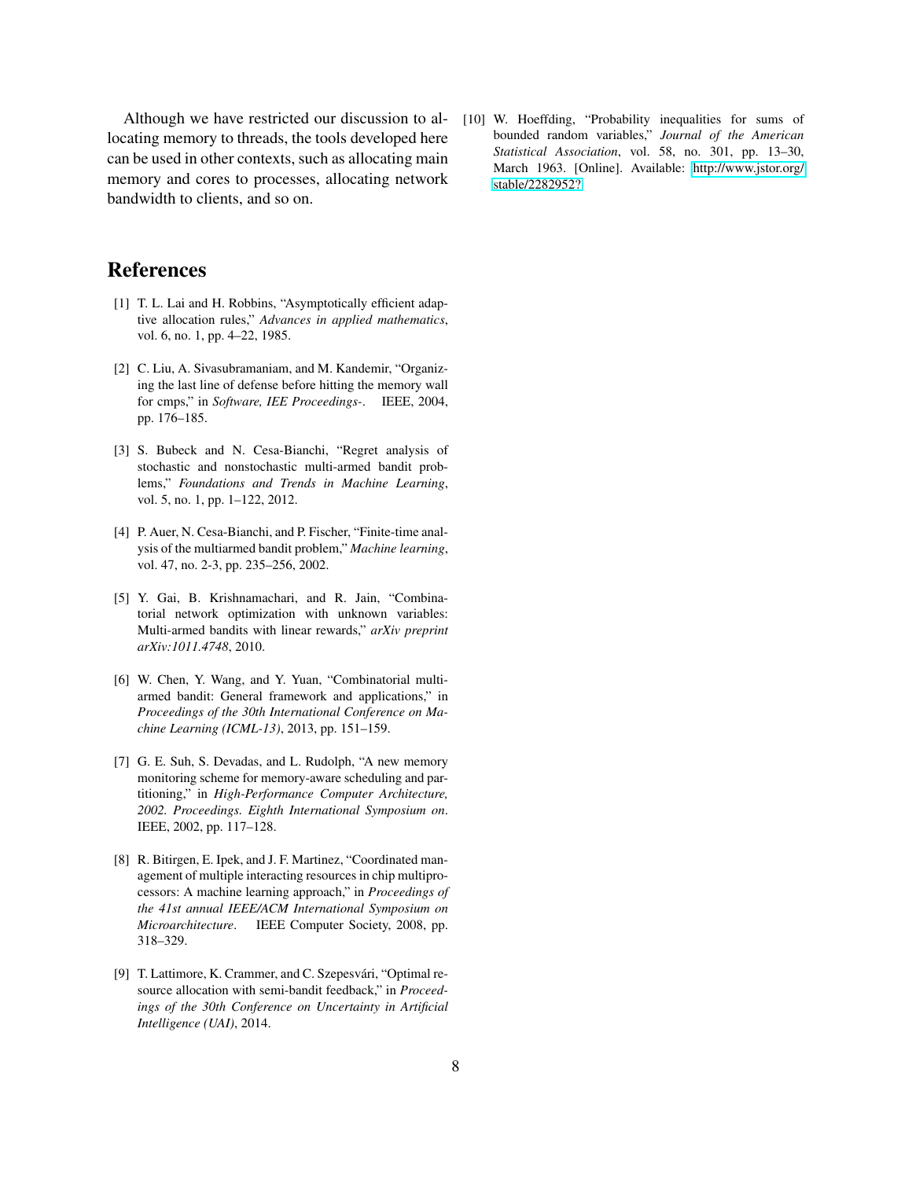Although we have restricted our discussion to allocating memory to threads, the tools developed here can be used in other contexts, such as allocating main memory and cores to processes, allocating network bandwidth to clients, and so on.

## References

[1] T. L. Lai and H. Robbins, "Asymptotically efficient adaptive allocation rules," *Advances in applied mathematics*, vol. 6, no. 1, pp. 4–22, 1985.

[2] C. Liu, A. Sivasubramaniam, and M. Kandemir, "Organizing the last line of defense before hitting the memory wall for cmps," in *Software, IEE Proceedings-*. IEEE, 2004, pp. 176–185.

[3] S. Bubeck and N. Cesa-Bianchi, "Regret analysis of stochastic and nonstochastic multi-armed bandit problems," *Foundations and Trends in Machine Learning*, vol. 5, no. 1, pp. 1–122, 2012.

[4] P. Auer, N. Cesa-Bianchi, and P. Fischer, "Finite-time analysis of the multiarmed bandit problem," *Machine learning*, vol. 47, no. 2-3, pp. 235–256, 2002.

[5] Y. Gai, B. Krishnamachari, and R. Jain, "Combinatorial network optimization with unknown variables: Multi-armed bandits with linear rewards," *arXiv preprint arXiv:1011.4748*, 2010.

[6] W. Chen, Y. Wang, and Y. Yuan, "Combinatorial multi-armed bandit: General framework and applications," in *Proceedings of the 30th International Conference on Machine Learning (ICML-13)*, 2013, pp. 151–159.

[7] G. E. Suh, S. Devadas, and L. Rudolph, "A new memory monitoring scheme for memory-aware scheduling and partitioning," in *High-Performance Computer Architecture, 2002. Proceedings. Eighth International Symposium on*. IEEE, 2002, pp. 117–128.

[8] R. Bitirgen, E. Ipek, and J. F. Martinez, "Coordinated management of multiple interacting resources in chip multiprocessors: A machine learning approach," in *Proceedings of the 41st annual IEEE/ACM International Symposium on Microarchitecture*. IEEE Computer Society, 2008, pp. 318–329.

[9] T. Lattimore, K. Crammer, and C. Szepesvári, "Optimal resource allocation with semi-bandit feedback," in *Proceedings of the 30th Conference on Uncertainty in Artificial Intelligence (UAI)*, 2014.

[10] W. Hoeffding, "Probability inequalities for sums of bounded random variables," *Journal of the American Statistical Association*, vol. 58, no. 301, pp. 13–30, March 1963. [Online]. Available: http://www.jstor.org/stable/2282952?